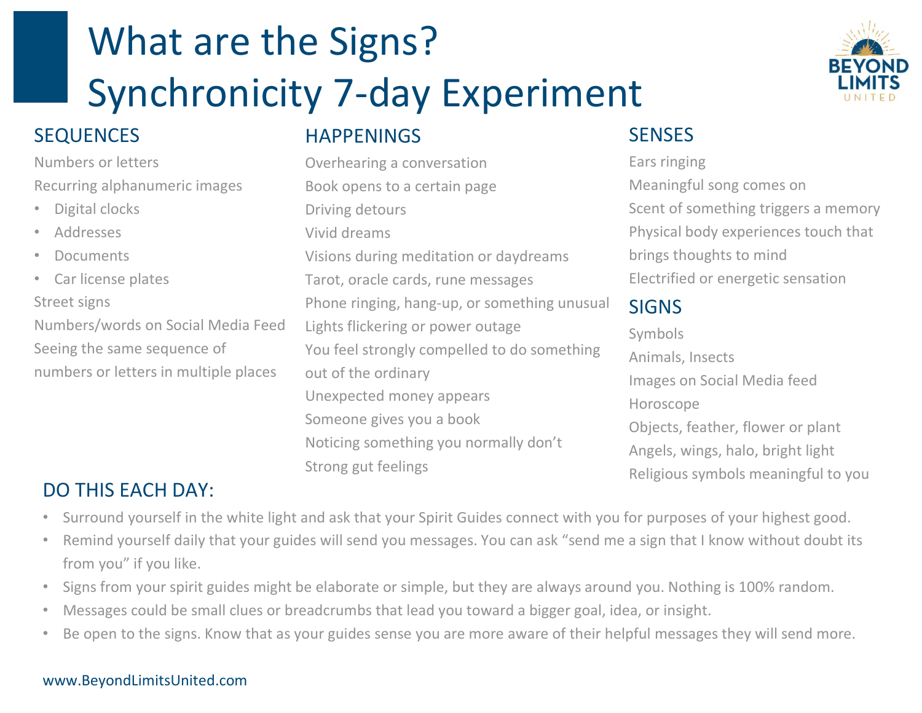# What are the Signs?
# Synchronicity 7-day Experiment

BEYOND LIMITS UNITED

## SEQUENCES

Numbers or letters

Recurring alphanumeric images

- Digital clocks
- Addresses
- Documents
- Car license plates

Street signs

Numbers/words on Social Media Feed

Seeing the same sequence of numbers or letters in multiple places

## HAPPENINGS

Overhearing a conversation

Book opens to a certain page

Driving detours

Vivid dreams

Visions during meditation or daydreams

Tarot, oracle cards, rune messages

Phone ringing, hang-up, or something unusual

Lights flickering or power outage

You feel strongly compelled to do something out of the ordinary

Unexpected money appears

Someone gives you a book

Noticing something you normally don't

Strong gut feelings

## SENSES

Ears ringing

Meaningful song comes on

Scent of something triggers a memory

Physical body experiences touch that brings thoughts to mind

Electrified or energetic sensation

## SIGNS

Symbols

Animals, Insects

Images on Social Media feed

Horoscope

Objects, feather, flower or plant

Angels, wings, halo, bright light

Religious symbols meaningful to you

## DO THIS EACH DAY:

- Surround yourself in the white light and ask that your Spirit Guides connect with you for purposes of your highest good.
- Remind yourself daily that your guides will send you messages. You can ask "send me a sign that I know without doubt its from you" if you like.
- Signs from your spirit guides might be elaborate or simple, but they are always around you. Nothing is 100% random.
- Messages could be small clues or breadcrumbs that lead you toward a bigger goal, idea, or insight.
- Be open to the signs. Know that as your guides sense you are more aware of their helpful messages they will send more.

www.BeyondLimitsUnited.com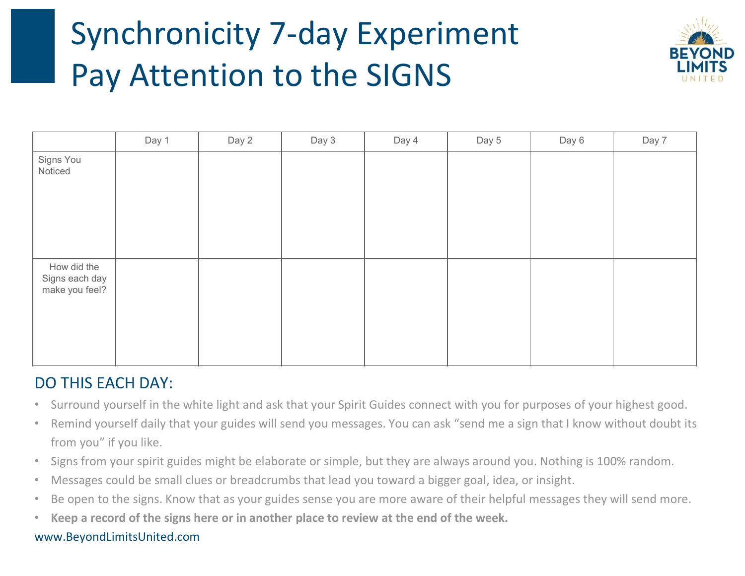# Synchronicity 7-day Experiment
# Pay Attention to the SIGNS

BEYOND LIMITS UNITED

| | Day 1 | Day 2 | Day 3 | Day 4 | Day 5 | Day 6 | Day 7 |
|---|---|---|---|---|---|---|---|
| Signs You Noticed | | | | | | | |
| How did the Signs each day make you feel? | | | | | | | |

## DO THIS EACH DAY:

- Surround yourself in the white light and ask that your Spirit Guides connect with you for purposes of your highest good.
- Remind yourself daily that your guides will send you messages. You can ask "send me a sign that I know without doubt its from you" if you like.
- Signs from your spirit guides might be elaborate or simple, but they are always around you. Nothing is 100% random.
- Messages could be small clues or breadcrumbs that lead you toward a bigger goal, idea, or insight.
- Be open to the signs. Know that as your guides sense you are more aware of their helpful messages they will send more.
- **Keep a record of the signs here or in another place to review at the end of the week.**

www.BeyondLimitsUnited.com